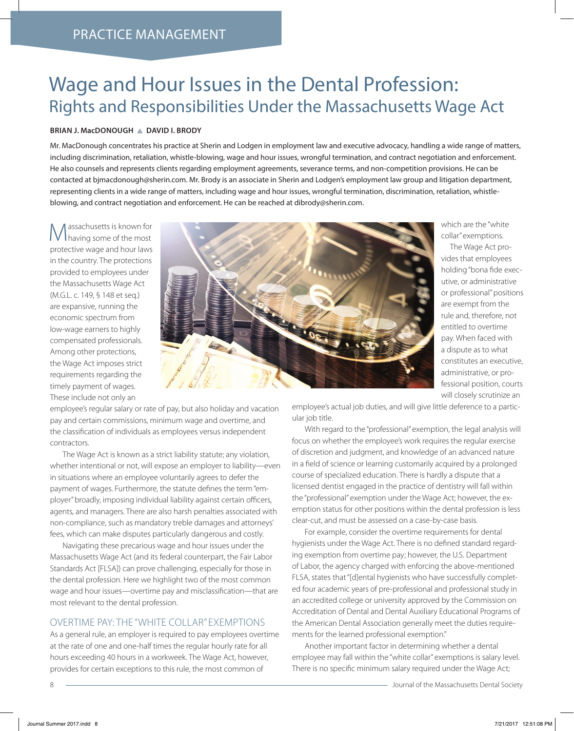PRACTICE MANAGEMENT

# Wage and Hour Issues in the Dental Profession:
## Rights and Responsibilities Under the Massachusetts Wage Act

**BRIAN J. MacDONOUGH ▲ DAVID I. BRODY**

Mr. MacDonough concentrates his practice at Sherin and Lodgen in employment law and executive advocacy, handling a wide range of matters, including discrimination, retaliation, whistle-blowing, wage and hour issues, wrongful termination, and contract negotiation and enforcement. He also counsels and represents clients regarding employment agreements, severance terms, and non-competition provisions. He can be contacted at bjmacdonough@sherin.com. Mr. Brody is an associate in Sherin and Lodgen's employment law group and litigation department, representing clients in a wide range of matters, including wage and hour issues, wrongful termination, discrimination, retaliation, whistle-blowing, and contract negotiation and enforcement. He can be reached at dibrody@sherin.com.

Massachusetts is known for having some of the most protective wage and hour laws in the country. The protections provided to employees under the Massachusetts Wage Act (M.G.L. c. 149, § 148 et seq.) are expansive, running the economic spectrum from low-wage earners to highly compensated professionals. Among other protections, the Wage Act imposes strict requirements regarding the timely payment of wages. These include not only an employee's regular salary or rate of pay, but also holiday and vacation pay and certain commissions, minimum wage and overtime, and the classification of individuals as employees versus independent contractors.

The Wage Act is known as a strict liability statute; any violation, whether intentional or not, will expose an employer to liability—even in situations where an employee voluntarily agrees to defer the payment of wages. Furthermore, the statute defines the term "employer" broadly, imposing individual liability against certain officers, agents, and managers. There are also harsh penalties associated with non-compliance, such as mandatory treble damages and attorneys' fees, which can make disputes particularly dangerous and costly.

Navigating these precarious wage and hour issues under the Massachusetts Wage Act (and its federal counterpart, the Fair Labor Standards Act [FLSA]) can prove challenging, especially for those in the dental profession. Here we highlight two of the most common wage and hour issues—overtime pay and misclassification—that are most relevant to the dental profession.

### OVERTIME PAY: THE "WHITE COLLAR" EXEMPTIONS

As a general rule, an employer is required to pay employees overtime at the rate of one and one-half times the regular hourly rate for all hours exceeding 40 hours in a workweek. The Wage Act, however, provides for certain exceptions to this rule, the most common of which are the "white collar" exemptions.

The Wage Act provides that employees holding "bona fide executive, or administrative or professional" positions are exempt from the rule and, therefore, not entitled to overtime pay. When faced with a dispute as to what constitutes an executive, administrative, or professional position, courts will closely scrutinize an employee's actual job duties, and will give little deference to a particular job title.

With regard to the "professional" exemption, the legal analysis will focus on whether the employee's work requires the regular exercise of discretion and judgment, and knowledge of an advanced nature in a field of science or learning customarily acquired by a prolonged course of specialized education. There is hardly a dispute that a licensed dentist engaged in the practice of dentistry will fall within the "professional" exemption under the Wage Act; however, the exemption status for other positions within the dental profession is less clear-cut, and must be assessed on a case-by-case basis.

For example, consider the overtime requirements for dental hygienists under the Wage Act. There is no defined standard regarding exemption from overtime pay; however, the U.S. Department of Labor, the agency charged with enforcing the above-mentioned FLSA, states that "[d]ental hygienists who have successfully completed four academic years of pre-professional and professional study in an accredited college or university approved by the Commission on Accreditation of Dental and Dental Auxiliary Educational Programs of the American Dental Association generally meet the duties requirements for the learned professional exemption."

Another important factor in determining whether a dental employee may fall within the "white collar" exemptions is salary level. There is no specific minimum salary required under the Wage Act;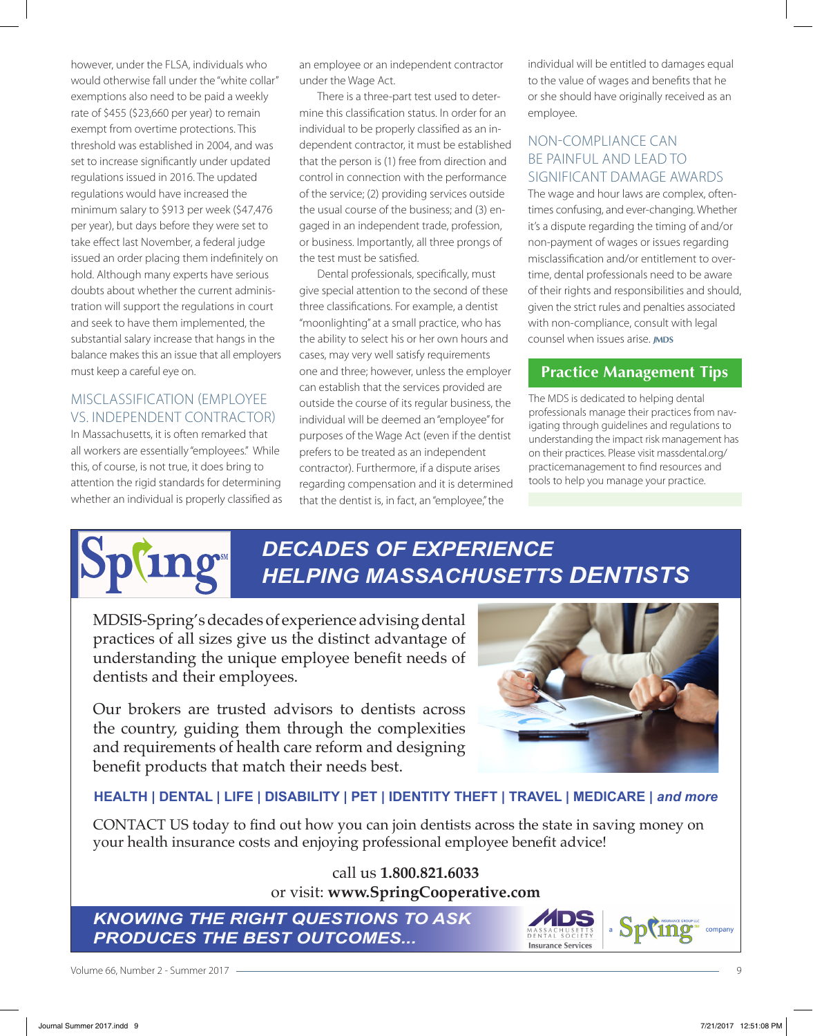however, under the FLSA, individuals who would otherwise fall under the "white collar" exemptions also need to be paid a weekly rate of $455 ($23,660 per year) to remain exempt from overtime protections. This threshold was established in 2004, and was set to increase significantly under updated regulations issued in 2016. The updated regulations would have increased the minimum salary to $913 per week ($47,476 per year), but days before they were set to take effect last November, a federal judge issued an order placing them indefinitely on hold. Although many experts have serious doubts about whether the current administration will support the regulations in court and seek to have them implemented, the substantial salary increase that hangs in the balance makes this an issue that all employers must keep a careful eye on.

## MISCLASSIFICATION (EMPLOYEE VS. INDEPENDENT CONTRACTOR)

In Massachusetts, it is often remarked that all workers are essentially "employees." While this, of course, is not true, it does bring to attention the rigid standards for determining whether an individual is properly classified as an employee or an independent contractor under the Wage Act.

There is a three-part test used to determine this classification status. In order for an individual to be properly classified as an independent contractor, it must be established that the person is (1) free from direction and control in connection with the performance of the service; (2) providing services outside the usual course of the business; and (3) engaged in an independent trade, profession, or business. Importantly, all three prongs of the test must be satisfied.

Dental professionals, specifically, must give special attention to the second of these three classifications. For example, a dentist "moonlighting" at a small practice, who has the ability to select his or her own hours and cases, may very well satisfy requirements one and three; however, unless the employer can establish that the services provided are outside the course of its regular business, the individual will be deemed an "employee" for purposes of the Wage Act (even if the dentist prefers to be treated as an independent contractor). Furthermore, if a dispute arises regarding compensation and it is determined that the dentist is, in fact, an "employee," the individual will be entitled to damages equal to the value of wages and benefits that he or she should have originally received as an employee.

## NON-COMPLIANCE CAN BE PAINFUL AND LEAD TO SIGNIFICANT DAMAGE AWARDS

The wage and hour laws are complex, oftentimes confusing, and ever-changing. Whether it's a dispute regarding the timing of and/or non-payment of wages or issues regarding misclassification and/or entitlement to overtime, dental professionals need to be aware of their rights and responsibilities and should, given the strict rules and penalties associated with non-compliance, consult with legal counsel when issues arise. JMDS

## Practice Management Tips

The MDS is dedicated to helping dental professionals manage their practices from navigating through guidelines and regulations to understanding the impact risk management has on their practices. Please visit massdental.org/practicemanagement to find resources and tools to help you manage your practice.

---

Spring

***DECADES OF EXPERIENCE HELPING MASSACHUSETTS DENTISTS***

MDSIS-Spring's decades of experience advising dental practices of all sizes give us the distinct advantage of understanding the unique employee benefit needs of dentists and their employees.

Our brokers are trusted advisors to dentists across the country, guiding them through the complexities and requirements of health care reform and designing benefit products that match their needs best.

**HEALTH | DENTAL | LIFE | DISABILITY | PET | IDENTITY THEFT | TRAVEL | MEDICARE | *and more***

CONTACT US today to find out how you can join dentists across the state in saving money on your health insurance costs and enjoying professional employee benefit advice!

call us **1.800.821.6033**
or visit: **www.SpringCooperative.com**

***KNOWING THE RIGHT QUESTIONS TO ASK PRODUCES THE BEST OUTCOMES...***

MDS Massachusetts Dental Society Insurance Services — a Spring Insurance Group LLC company